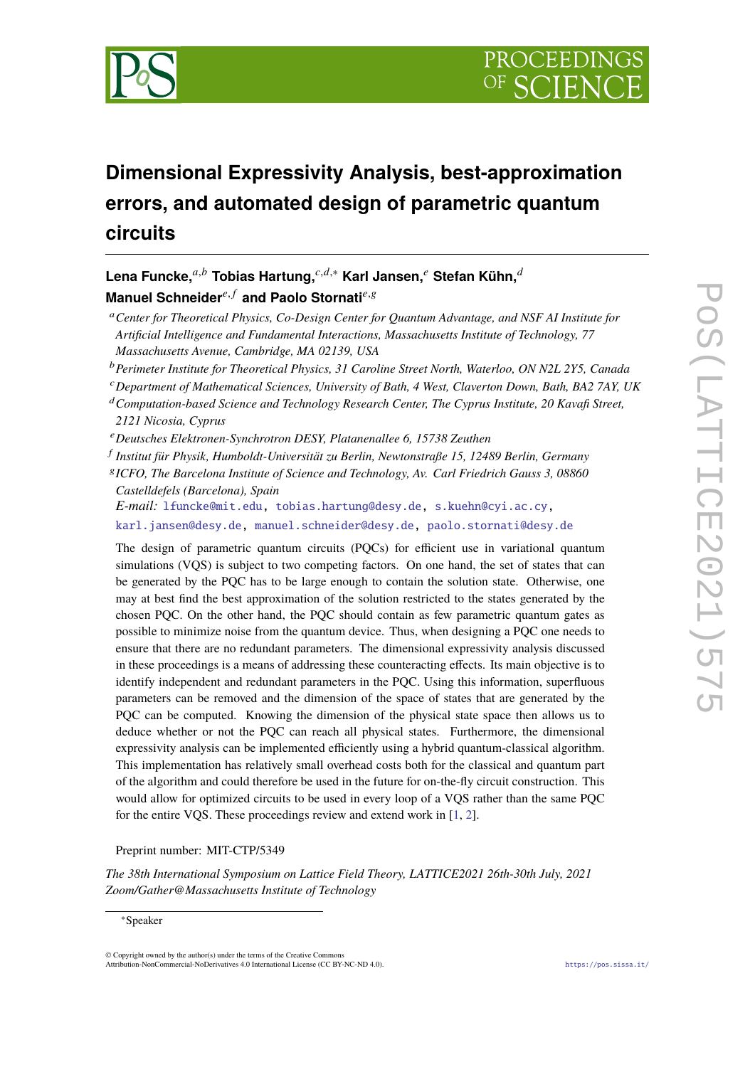# Dimensional Expressivity Analysis, best-approximation errors, and automated design of parametric quantum circuits

**Lena Funcke,**[a,b] **Tobias Hartung,**[c,d,*] **Karl Jansen,**[e] **Stefan Kühn,**[d] **Manuel Schneider**[e,f] **and Paolo Stornati**[e,g]

[a] *Center for Theoretical Physics, Co-Design Center for Quantum Advantage, and NSF AI Institute for Artificial Intelligence and Fundamental Interactions, Massachusetts Institute of Technology, 77 Massachusetts Avenue, Cambridge, MA 02139, USA*

[b] *Perimeter Institute for Theoretical Physics, 31 Caroline Street North, Waterloo, ON N2L 2Y5, Canada*

[c] *Department of Mathematical Sciences, University of Bath, 4 West, Claverton Down, Bath, BA2 7AY, UK*

[d] *Computation-based Science and Technology Research Center, The Cyprus Institute, 20 Kavafi Street, 2121 Nicosia, Cyprus*

[e] *Deutsches Elektronen-Synchrotron DESY, Platanenallee 6, 15738 Zeuthen*

[f] *Institut für Physik, Humboldt-Universität zu Berlin, Newtonstraße 15, 12489 Berlin, Germany*

[g] *ICFO, The Barcelona Institute of Science and Technology, Av. Carl Friedrich Gauss 3, 08860 Castelldefels (Barcelona), Spain*

*E-mail:* lfuncke@mit.edu, tobias.hartung@desy.de, s.kuehn@cyi.ac.cy, karl.jansen@desy.de, manuel.schneider@desy.de, paolo.stornati@desy.de

The design of parametric quantum circuits (PQCs) for efficient use in variational quantum simulations (VQS) is subject to two competing factors. On one hand, the set of states that can be generated by the PQC has to be large enough to contain the solution state. Otherwise, one may at best find the best approximation of the solution restricted to the states generated by the chosen PQC. On the other hand, the PQC should contain as few parametric quantum gates as possible to minimize noise from the quantum device. Thus, when designing a PQC one needs to ensure that there are no redundant parameters. The dimensional expressivity analysis discussed in these proceedings is a means of addressing these counteracting effects. Its main objective is to identify independent and redundant parameters in the PQC. Using this information, superfluous parameters can be removed and the dimension of the space of states that are generated by the PQC can be computed. Knowing the dimension of the physical state space then allows us to deduce whether or not the PQC can reach all physical states. Furthermore, the dimensional expressivity analysis can be implemented efficiently using a hybrid quantum-classical algorithm. This implementation has relatively small overhead costs both for the classical and quantum part of the algorithm and could therefore be used in the future for on-the-fly circuit construction. This would allow for optimized circuits to be used in every loop of a VQS rather than the same PQC for the entire VQS. These proceedings review and extend work in [1, 2].

Preprint number: MIT-CTP/5349

*The 38th International Symposium on Lattice Field Theory, LATTICE2021 26th-30th July, 2021 Zoom/Gather@Massachusetts Institute of Technology*

*Speaker

© Copyright owned by the author(s) under the terms of the Creative Commons Attribution-NonCommercial-NoDerivatives 4.0 International License (CC BY-NC-ND 4.0).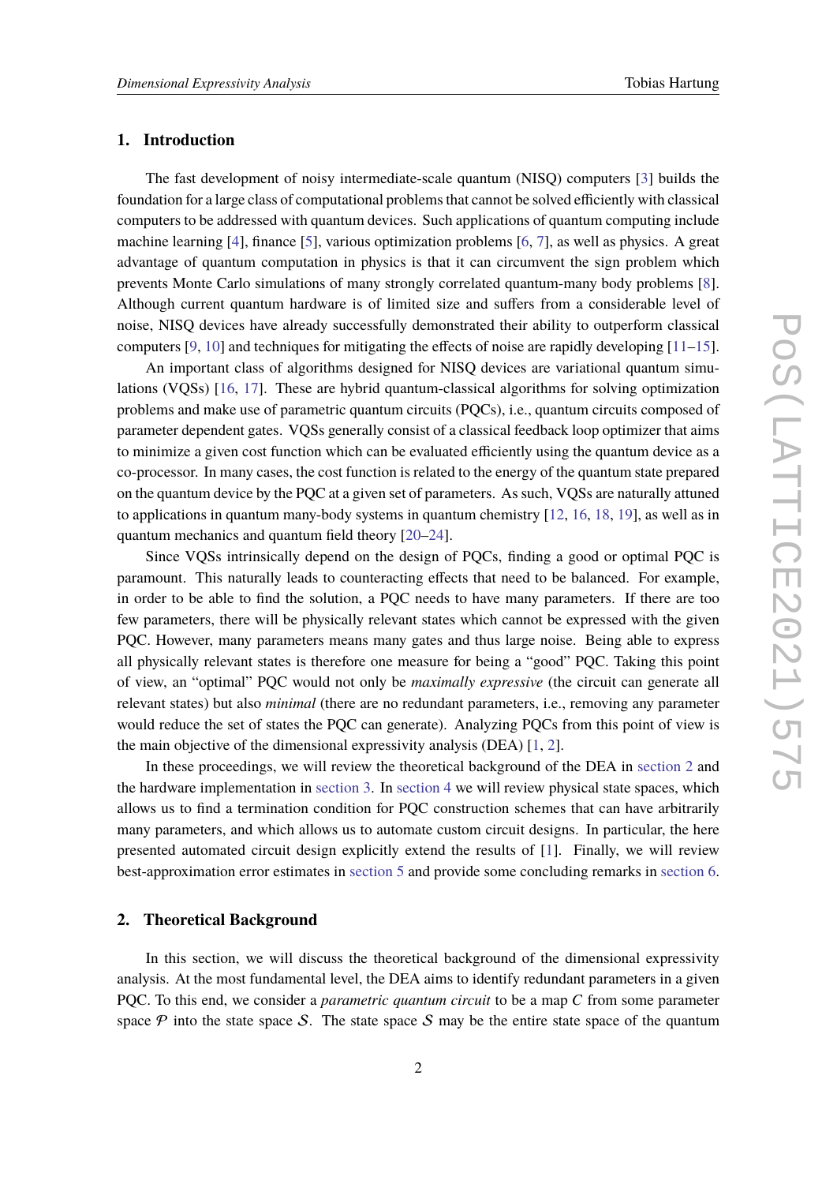## 1. Introduction

The fast development of noisy intermediate-scale quantum (NISQ) computers [3] builds the foundation for a large class of computational problems that cannot be solved efficiently with classical computers to be addressed with quantum devices. Such applications of quantum computing include machine learning [4], finance [5], various optimization problems [6, 7], as well as physics. A great advantage of quantum computation in physics is that it can circumvent the sign problem which prevents Monte Carlo simulations of many strongly correlated quantum-many body problems [8]. Although current quantum hardware is of limited size and suffers from a considerable level of noise, NISQ devices have already successfully demonstrated their ability to outperform classical computers [9, 10] and techniques for mitigating the effects of noise are rapidly developing [11–15].

An important class of algorithms designed for NISQ devices are variational quantum simulations (VQSs) [16, 17]. These are hybrid quantum-classical algorithms for solving optimization problems and make use of parametric quantum circuits (PQCs), i.e., quantum circuits composed of parameter dependent gates. VQSs generally consist of a classical feedback loop optimizer that aims to minimize a given cost function which can be evaluated efficiently using the quantum device as a co-processor. In many cases, the cost function is related to the energy of the quantum state prepared on the quantum device by the PQC at a given set of parameters. As such, VQSs are naturally attuned to applications in quantum many-body systems in quantum chemistry [12, 16, 18, 19], as well as in quantum mechanics and quantum field theory [20–24].

Since VQSs intrinsically depend on the design of PQCs, finding a good or optimal PQC is paramount. This naturally leads to counteracting effects that need to be balanced. For example, in order to be able to find the solution, a PQC needs to have many parameters. If there are too few parameters, there will be physically relevant states which cannot be expressed with the given PQC. However, many parameters means many gates and thus large noise. Being able to express all physically relevant states is therefore one measure for being a "good" PQC. Taking this point of view, an "optimal" PQC would not only be *maximally expressive* (the circuit can generate all relevant states) but also *minimal* (there are no redundant parameters, i.e., removing any parameter would reduce the set of states the PQC can generate). Analyzing PQCs from this point of view is the main objective of the dimensional expressivity analysis (DEA) [1, 2].

In these proceedings, we will review the theoretical background of the DEA in section 2 and the hardware implementation in section 3. In section 4 we will review physical state spaces, which allows us to find a termination condition for PQC construction schemes that can have arbitrarily many parameters, and which allows us to automate custom circuit designs. In particular, the here presented automated circuit design explicitly extend the results of [1]. Finally, we will review best-approximation error estimates in section 5 and provide some concluding remarks in section 6.

## 2. Theoretical Background

In this section, we will discuss the theoretical background of the dimensional expressivity analysis. At the most fundamental level, the DEA aims to identify redundant parameters in a given PQC. To this end, we consider a *parametric quantum circuit* to be a map $C$ from some parameter space $\mathcal{P}$ into the state space $\mathcal{S}$. The state space $\mathcal{S}$ may be the entire state space of the quantum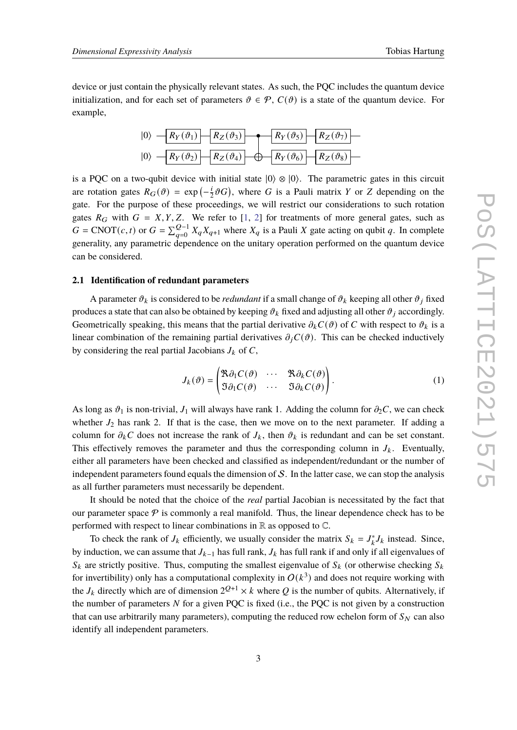device or just contain the physically relevant states. As such, the PQC includes the quantum device initialization, and for each set of parameters $\vartheta \in \mathcal{P}$, $C(\vartheta)$ is a state of the quantum device. For example,

```
|0⟩ —[R_Y(ϑ_1)]—[R_Z(ϑ_3)]——●——[R_Y(ϑ_5)]—[R_Z(ϑ_7)]—
                            |
|0⟩ —[R_Y(ϑ_2)]—[R_Z(ϑ_4)]——⊕——[R_Y(ϑ_6)]—[R_Z(ϑ_8)]—
```

is a PQC on a two-qubit device with initial state $|0\rangle \otimes |0\rangle$. The parametric gates in this circuit are rotation gates $R_G(\vartheta) = \exp\left(-\frac{i}{2}\vartheta G\right)$, where $G$ is a Pauli matrix $Y$ or $Z$ depending on the gate. For the purpose of these proceedings, we will restrict our considerations to such rotation gates $R_G$ with $G = X, Y, Z$. We refer to [1, 2] for treatments of more general gates, such as $G = \text{CNOT}(c, t)$ or $G = \sum_{q=0}^{Q-1} X_q X_{q+1}$ where $X_q$ is a Pauli $X$ gate acting on qubit $q$. In complete generality, any parametric dependence on the unitary operation performed on the quantum device can be considered.

### 2.1 Identification of redundant parameters

A parameter $\vartheta_k$ is considered to be *redundant* if a small change of $\vartheta_k$ keeping all other $\vartheta_j$ fixed produces a state that can also be obtained by keeping $\vartheta_k$ fixed and adjusting all other $\vartheta_j$ accordingly. Geometrically speaking, this means that the partial derivative $\partial_k C(\vartheta)$ of $C$ with respect to $\vartheta_k$ is a linear combination of the remaining partial derivatives $\partial_j C(\vartheta)$. This can be checked inductively by considering the real partial Jacobians $J_k$ of $C$,

$$J_k(\vartheta) = \begin{pmatrix} \Re\partial_1 C(\vartheta) & \cdots & \Re\partial_k C(\vartheta) \\ \Im\partial_1 C(\vartheta) & \cdots & \Im\partial_k C(\vartheta) \end{pmatrix}. \tag{1}$$

As long as $\vartheta_1$ is non-trivial, $J_1$ will always have rank 1. Adding the column for $\partial_2 C$, we can check whether $J_2$ has rank 2. If that is the case, then we move on to the next parameter. If adding a column for $\partial_k C$ does not increase the rank of $J_k$, then $\vartheta_k$ is redundant and can be set constant. This effectively removes the parameter and thus the corresponding column in $J_k$. Eventually, either all parameters have been checked and classified as independent/redundant or the number of independent parameters found equals the dimension of $\mathcal{S}$. In the latter case, we can stop the analysis as all further parameters must necessarily be dependent.

It should be noted that the choice of the *real* partial Jacobian is necessitated by the fact that our parameter space $\mathcal{P}$ is commonly a real manifold. Thus, the linear dependence check has to be performed with respect to linear combinations in $\mathbb{R}$ as opposed to $\mathbb{C}$.

To check the rank of $J_k$ efficiently, we usually consider the matrix $S_k = J_k^* J_k$ instead. Since, by induction, we can assume that $J_{k-1}$ has full rank, $J_k$ has full rank if and only if all eigenvalues of $S_k$ are strictly positive. Thus, computing the smallest eigenvalue of $S_k$ (or otherwise checking $S_k$ for invertibility) only has a computational complexity in $O(k^3)$ and does not require working with the $J_k$ directly which are of dimension $2^{Q+1} \times k$ where $Q$ is the number of qubits. Alternatively, if the number of parameters $N$ for a given PQC is fixed (i.e., the PQC is not given by a construction that can use arbitrarily many parameters), computing the reduced row echelon form of $S_N$ can also identify all independent parameters.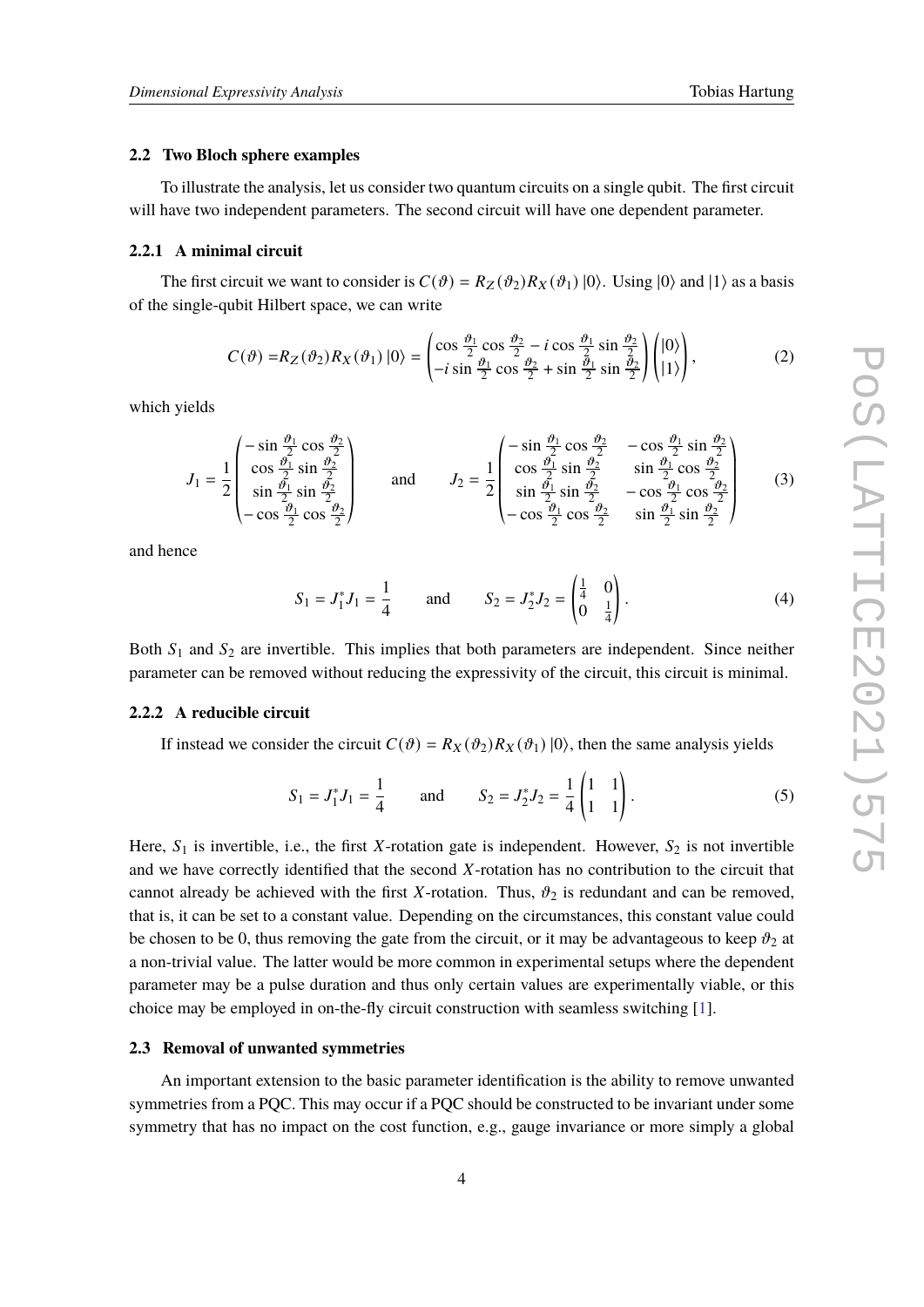### 2.2 Two Bloch sphere examples

To illustrate the analysis, let us consider two quantum circuits on a single qubit. The first circuit will have two independent parameters. The second circuit will have one dependent parameter.

#### 2.2.1 A minimal circuit

The first circuit we want to consider is $C(\vartheta) = R_Z(\vartheta_2)R_X(\vartheta_1)|0\rangle$. Using $|0\rangle$ and $|1\rangle$ as a basis of the single-qubit Hilbert space, we can write

$$C(\vartheta) = R_Z(\vartheta_2)R_X(\vartheta_1)|0\rangle = \begin{pmatrix} \cos\frac{\vartheta_1}{2}\cos\frac{\vartheta_2}{2} - i\cos\frac{\vartheta_1}{2}\sin\frac{\vartheta_2}{2} \\ -i\sin\frac{\vartheta_1}{2}\cos\frac{\vartheta_2}{2} + \sin\frac{\vartheta_1}{2}\sin\frac{\vartheta_2}{2} \end{pmatrix} \begin{pmatrix} |0\rangle \\ |1\rangle \end{pmatrix}, \tag{2}$$

which yields

$$J_1 = \frac{1}{2}\begin{pmatrix} -\sin\frac{\vartheta_1}{2}\cos\frac{\vartheta_2}{2} \\ \cos\frac{\vartheta_1}{2}\sin\frac{\vartheta_2}{2} \\ \sin\frac{\vartheta_1}{2}\sin\frac{\vartheta_2}{2} \\ -\cos\frac{\vartheta_1}{2}\cos\frac{\vartheta_2}{2} \end{pmatrix} \quad \text{and} \quad J_2 = \frac{1}{2}\begin{pmatrix} -\sin\frac{\vartheta_1}{2}\cos\frac{\vartheta_2}{2} & -\cos\frac{\vartheta_1}{2}\sin\frac{\vartheta_2}{2} \\ \cos\frac{\vartheta_1}{2}\sin\frac{\vartheta_2}{2} & \sin\frac{\vartheta_1}{2}\cos\frac{\vartheta_2}{2} \\ \sin\frac{\vartheta_1}{2}\sin\frac{\vartheta_2}{2} & -\cos\frac{\vartheta_1}{2}\cos\frac{\vartheta_2}{2} \\ -\cos\frac{\vartheta_1}{2}\cos\frac{\vartheta_2}{2} & \sin\frac{\vartheta_1}{2}\sin\frac{\vartheta_2}{2} \end{pmatrix} \tag{3}$$

and hence

$$S_1 = J_1^* J_1 = \frac{1}{4} \quad \text{and} \quad S_2 = J_2^* J_2 = \begin{pmatrix} \frac{1}{4} & 0 \\ 0 & \frac{1}{4} \end{pmatrix}. \tag{4}$$

Both $S_1$ and $S_2$ are invertible. This implies that both parameters are independent. Since neither parameter can be removed without reducing the expressivity of the circuit, this circuit is minimal.

#### 2.2.2 A reducible circuit

If instead we consider the circuit $C(\vartheta) = R_X(\vartheta_2)R_X(\vartheta_1)|0\rangle$, then the same analysis yields

$$S_1 = J_1^* J_1 = \frac{1}{4} \quad \text{and} \quad S_2 = J_2^* J_2 = \frac{1}{4}\begin{pmatrix} 1 & 1 \\ 1 & 1 \end{pmatrix}. \tag{5}$$

Here, $S_1$ is invertible, i.e., the first $X$-rotation gate is independent. However, $S_2$ is not invertible and we have correctly identified that the second $X$-rotation has no contribution to the circuit that cannot already be achieved with the first $X$-rotation. Thus, $\vartheta_2$ is redundant and can be removed, that is, it can be set to a constant value. Depending on the circumstances, this constant value could be chosen to be 0, thus removing the gate from the circuit, or it may be advantageous to keep $\vartheta_2$ at a non-trivial value. The latter would be more common in experimental setups where the dependent parameter may be a pulse duration and thus only certain values are experimentally viable, or this choice may be employed in on-the-fly circuit construction with seamless switching [1].

### 2.3 Removal of unwanted symmetries

An important extension to the basic parameter identification is the ability to remove unwanted symmetries from a PQC. This may occur if a PQC should be constructed to be invariant under some symmetry that has no impact on the cost function, e.g., gauge invariance or more simply a global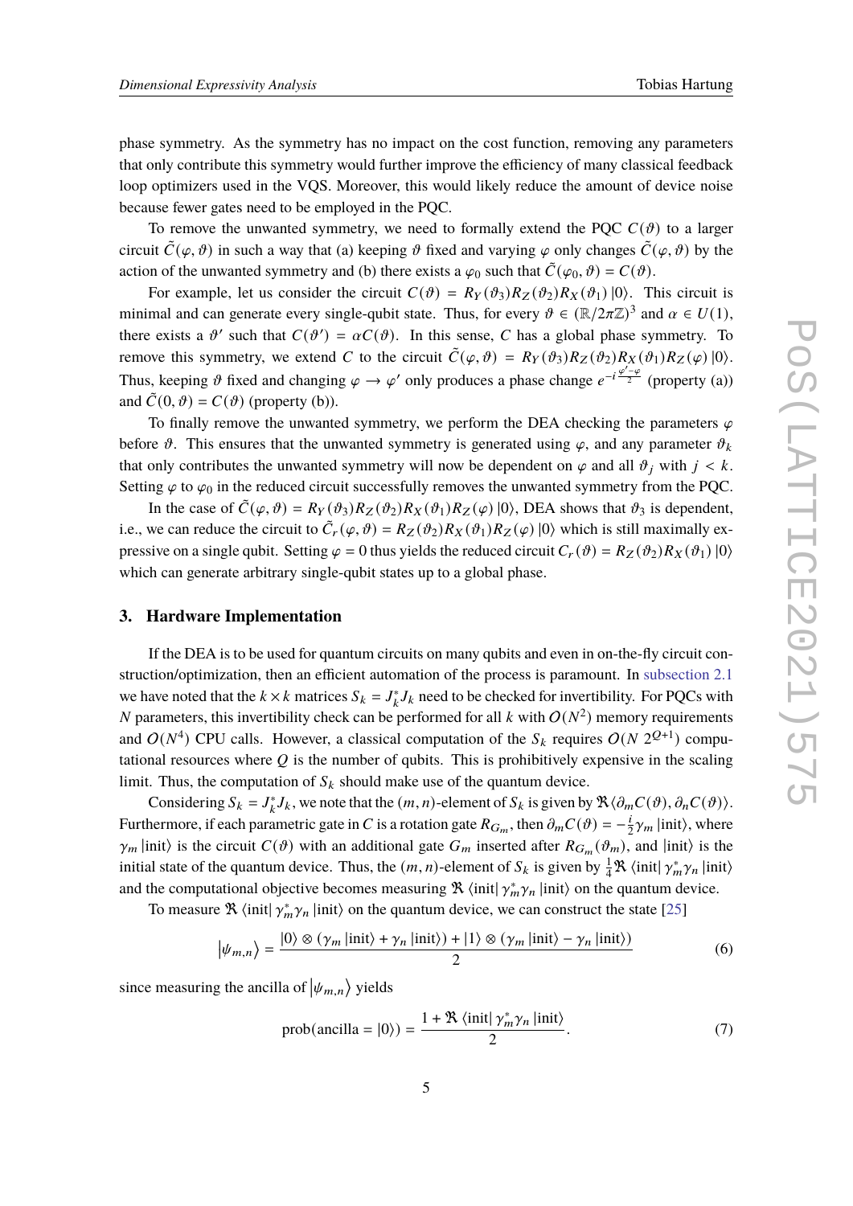phase symmetry. As the symmetry has no impact on the cost function, removing any parameters that only contribute this symmetry would further improve the efficiency of many classical feedback loop optimizers used in the VQS. Moreover, this would likely reduce the amount of device noise because fewer gates need to be employed in the PQC.

To remove the unwanted symmetry, we need to formally extend the PQC $C(\vartheta)$ to a larger circuit $\tilde{C}(\varphi, \vartheta)$ in such a way that (a) keeping $\vartheta$ fixed and varying $\varphi$ only changes $\tilde{C}(\varphi, \vartheta)$ by the action of the unwanted symmetry and (b) there exists a $\varphi_0$ such that $\tilde{C}(\varphi_0, \vartheta) = C(\vartheta)$.

For example, let us consider the circuit $C(\vartheta) = R_Y(\vartheta_3)R_Z(\vartheta_2)R_X(\vartheta_1)|0\rangle$. This circuit is minimal and can generate every single-qubit state. Thus, for every $\vartheta \in (\mathbb{R}/2\pi\mathbb{Z})^3$ and $\alpha \in U(1)$, there exists a $\vartheta'$ such that $C(\vartheta') = \alpha C(\vartheta)$. In this sense, $C$ has a global phase symmetry. To remove this symmetry, we extend $C$ to the circuit $\tilde{C}(\varphi, \vartheta) = R_Y(\vartheta_3)R_Z(\vartheta_2)R_X(\vartheta_1)R_Z(\varphi)|0\rangle$. Thus, keeping $\vartheta$ fixed and changing $\varphi \to \varphi'$ only produces a phase change $e^{-i\frac{\varphi'-\varphi}{2}}$ (property (a)) and $\tilde{C}(0, \vartheta) = C(\vartheta)$ (property (b)).

To finally remove the unwanted symmetry, we perform the DEA checking the parameters $\varphi$ before $\vartheta$. This ensures that the unwanted symmetry is generated using $\varphi$, and any parameter $\vartheta_k$ that only contributes the unwanted symmetry will now be dependent on $\varphi$ and all $\vartheta_j$ with $j < k$. Setting $\varphi$ to $\varphi_0$ in the reduced circuit successfully removes the unwanted symmetry from the PQC.

In the case of $\tilde{C}(\varphi, \vartheta) = R_Y(\vartheta_3)R_Z(\vartheta_2)R_X(\vartheta_1)R_Z(\varphi)|0\rangle$, DEA shows that $\vartheta_3$ is dependent, i.e., we can reduce the circuit to $\tilde{C}_r(\varphi, \vartheta) = R_Z(\vartheta_2)R_X(\vartheta_1)R_Z(\varphi)|0\rangle$ which is still maximally expressive on a single qubit. Setting $\varphi = 0$ thus yields the reduced circuit $C_r(\vartheta) = R_Z(\vartheta_2)R_X(\vartheta_1)|0\rangle$ which can generate arbitrary single-qubit states up to a global phase.

## 3. Hardware Implementation

If the DEA is to be used for quantum circuits on many qubits and even in on-the-fly circuit construction/optimization, then an efficient automation of the process is paramount. In subsection 2.1 we have noted that the $k \times k$ matrices $S_k = J_k^* J_k$ need to be checked for invertibility. For PQCs with $N$ parameters, this invertibility check can be performed for all $k$ with $O(N^2)$ memory requirements and $O(N^4)$ CPU calls. However, a classical computation of the $S_k$ requires $O(N\, 2^{Q+1})$ computational resources where $Q$ is the number of qubits. This is prohibitively expensive in the scaling limit. Thus, the computation of $S_k$ should make use of the quantum device.

Considering $S_k = J_k^* J_k$, we note that the $(m, n)$-element of $S_k$ is given by $\Re\langle \partial_m C(\vartheta), \partial_n C(\vartheta)\rangle$. Furthermore, if each parametric gate in $C$ is a rotation gate $R_{G_m}$, then $\partial_m C(\vartheta) = -\frac{i}{2}\gamma_m|\text{init}\rangle$, where $\gamma_m|\text{init}\rangle$ is the circuit $C(\vartheta)$ with an additional gate $G_m$ inserted after $R_{G_m}(\vartheta_m)$, and $|\text{init}\rangle$ is the initial state of the quantum device. Thus, the $(m, n)$-element of $S_k$ is given by $\frac{1}{4}\Re\langle\text{init}|\gamma_m^*\gamma_n|\text{init}\rangle$ and the computational objective becomes measuring $\Re\langle\text{init}|\gamma_m^*\gamma_n|\text{init}\rangle$ on the quantum device.

To measure $\Re\langle\text{init}|\gamma_m^*\gamma_n|\text{init}\rangle$ on the quantum device, we can construct the state [25]

$$|\psi_{m,n}\rangle = \frac{|0\rangle \otimes (\gamma_m|\text{init}\rangle + \gamma_n|\text{init}\rangle) + |1\rangle \otimes (\gamma_m|\text{init}\rangle - \gamma_n|\text{init}\rangle)}{2} \tag{6}$$

since measuring the ancilla of $|\psi_{m,n}\rangle$ yields

$$\text{prob}(\text{ancilla} = |0\rangle) = \frac{1 + \Re\langle\text{init}|\gamma_m^*\gamma_n|\text{init}\rangle}{2}. \tag{7}$$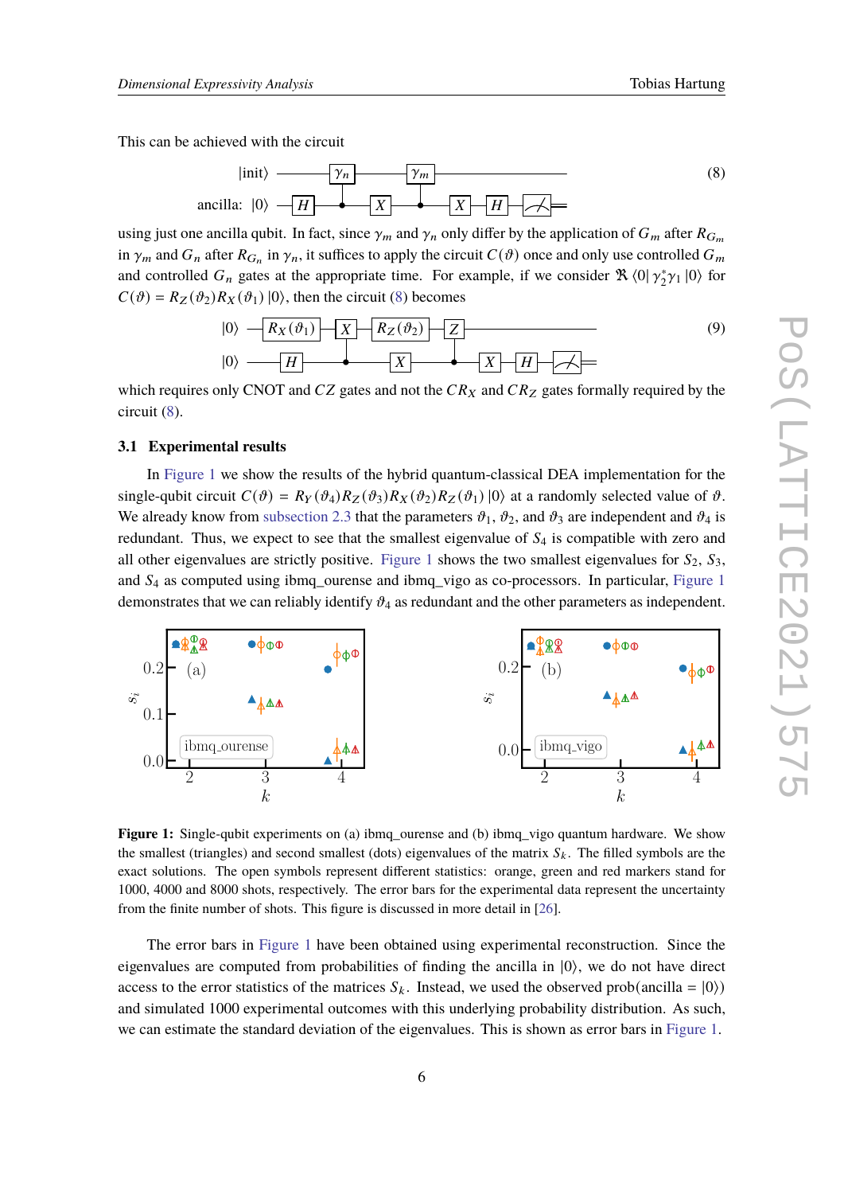This can be achieved with the circuit

$$|\text{init}\rangle \; — \gamma_n — \gamma_m — \qquad \text{ancilla: } |0\rangle \; — H — \bullet — X — \bullet — X — H — \text{measure} \tag{8}$$

using just one ancilla qubit. In fact, since $\gamma_m$ and $\gamma_n$ only differ by the application of $G_m$ after $R_{G_m}$ in $\gamma_m$ and $G_n$ after $R_{G_n}$ in $\gamma_n$, it suffices to apply the circuit $C(\vartheta)$ once and only use controlled $G_m$ and controlled $G_n$ gates at the appropriate time. For example, if we consider $\mathfrak{R}\langle 0|\gamma_2^*\gamma_1|0\rangle$ for $C(\vartheta) = R_Z(\vartheta_2)R_X(\vartheta_1)|0\rangle$, then the circuit (8) becomes

$$|0\rangle \; — R_X(\vartheta_1) — X — R_Z(\vartheta_2) — Z — \qquad |0\rangle \; — H — \bullet — X — \bullet — X — H — \text{measure} \tag{9}$$

which requires only CNOT and $CZ$ gates and not the $CR_X$ and $CR_Z$ gates formally required by the circuit (8).

### 3.1 Experimental results

In Figure 1 we show the results of the hybrid quantum-classical DEA implementation for the single-qubit circuit $C(\vartheta) = R_Y(\vartheta_4)R_Z(\vartheta_3)R_X(\vartheta_2)R_Z(\vartheta_1)|0\rangle$ at a randomly selected value of $\vartheta$. We already know from subsection 2.3 that the parameters $\vartheta_1$, $\vartheta_2$, and $\vartheta_3$ are independent and $\vartheta_4$ is redundant. Thus, we expect to see that the smallest eigenvalue of $S_4$ is compatible with zero and all other eigenvalues are strictly positive. Figure 1 shows the two smallest eigenvalues for $S_2$, $S_3$, and $S_4$ as computed using ibmq_ourense and ibmq_vigo as co-processors. In particular, Figure 1 demonstrates that we can reliably identify $\vartheta_4$ as redundant and the other parameters as independent.

(a)
ibmq_ourense
$s_i$
0.2
0.1
0.0
2
3
4
$k$

(b)
ibmq_vigo
$s_i$
0.2
0.0
2
3
4
$k$

**Figure 1:** Single-qubit experiments on (a) ibmq_ourense and (b) ibmq_vigo quantum hardware. We show the smallest (triangles) and second smallest (dots) eigenvalues of the matrix $S_k$. The filled symbols are the exact solutions. The open symbols represent different statistics: orange, green and red markers stand for 1000, 4000 and 8000 shots, respectively. The error bars for the experimental data represent the uncertainty from the finite number of shots. This figure is discussed in more detail in [26].

The error bars in Figure 1 have been obtained using experimental reconstruction. Since the eigenvalues are computed from probabilities of finding the ancilla in $|0\rangle$, we do not have direct access to the error statistics of the matrices $S_k$. Instead, we used the observed prob(ancilla = $|0\rangle$) and simulated 1000 experimental outcomes with this underlying probability distribution. As such, we can estimate the standard deviation of the eigenvalues. This is shown as error bars in Figure 1.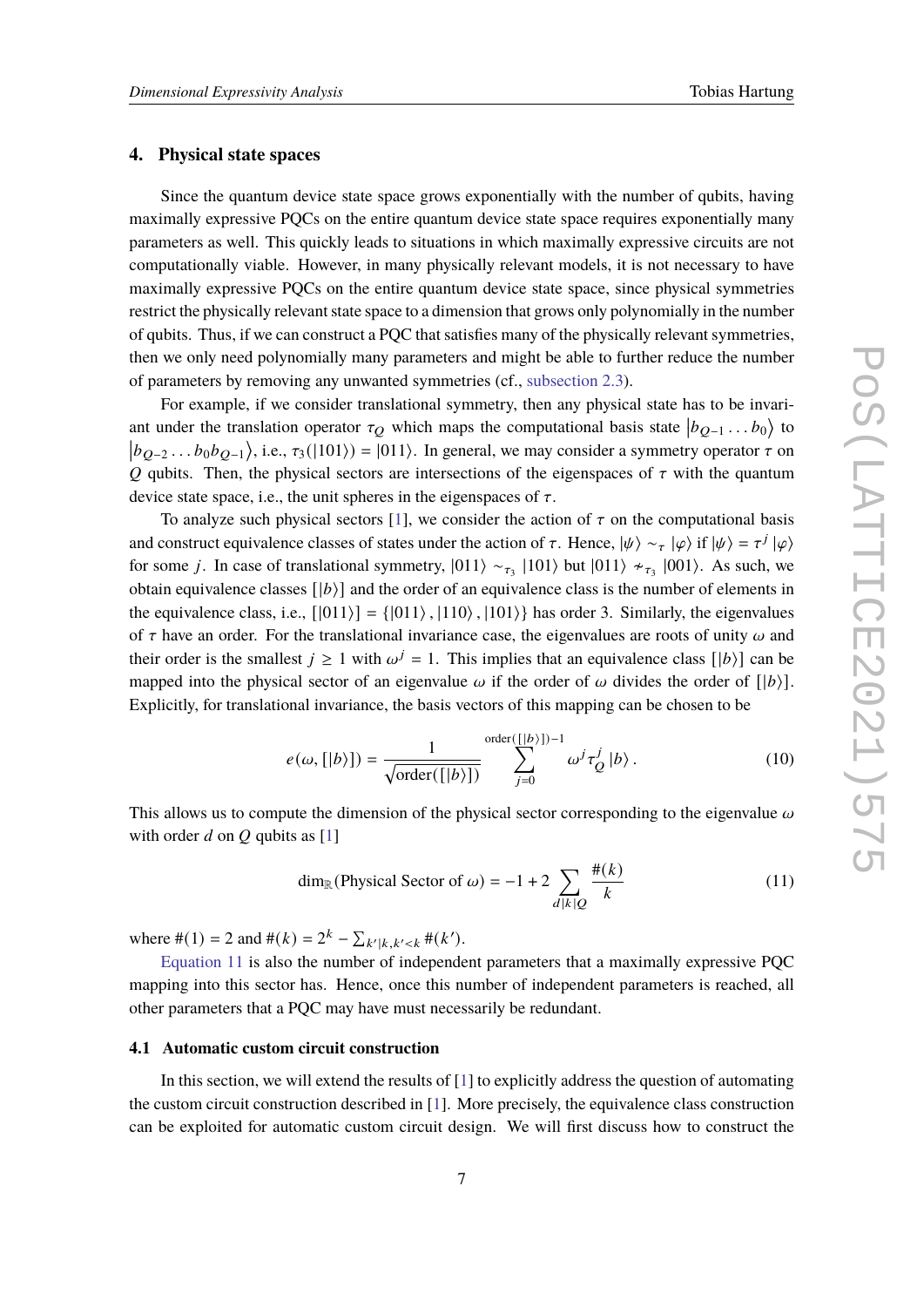## 4. Physical state spaces

Since the quantum device state space grows exponentially with the number of qubits, having maximally expressive PQCs on the entire quantum device state space requires exponentially many parameters as well. This quickly leads to situations in which maximally expressive circuits are not computationally viable. However, in many physically relevant models, it is not necessary to have maximally expressive PQCs on the entire quantum device state space, since physical symmetries restrict the physically relevant state space to a dimension that grows only polynomially in the number of qubits. Thus, if we can construct a PQC that satisfies many of the physically relevant symmetries, then we only need polynomially many parameters and might be able to further reduce the number of parameters by removing any unwanted symmetries (cf., subsection 2.3).

For example, if we consider translational symmetry, then any physical state has to be invariant under the translation operator $\tau_Q$ which maps the computational basis state $\left|b_{Q-1}\dots b_0\right\rangle$ to $\left|b_{Q-2}\dots b_0 b_{Q-1}\right\rangle$, i.e., $\tau_3(|101\rangle) = |011\rangle$. In general, we may consider a symmetry operator $\tau$ on $Q$ qubits. Then, the physical sectors are intersections of the eigenspaces of $\tau$ with the quantum device state space, i.e., the unit spheres in the eigenspaces of $\tau$.

To analyze such physical sectors [1], we consider the action of $\tau$ on the computational basis and construct equivalence classes of states under the action of $\tau$. Hence, $|\psi\rangle \sim_\tau |\varphi\rangle$ if $|\psi\rangle = \tau^j |\varphi\rangle$ for some $j$. In case of translational symmetry, $|011\rangle \sim_{\tau_3} |101\rangle$ but $|011\rangle \nsim_{\tau_3} |001\rangle$. As such, we obtain equivalence classes $[|b\rangle]$ and the order of an equivalence class is the number of elements in the equivalence class, i.e., $[|011\rangle] = \{|011\rangle, |110\rangle, |101\rangle\}$ has order 3. Similarly, the eigenvalues of $\tau$ have an order. For the translational invariance case, the eigenvalues are roots of unity $\omega$ and their order is the smallest $j \geq 1$ with $\omega^j = 1$. This implies that an equivalence class $[|b\rangle]$ can be mapped into the physical sector of an eigenvalue $\omega$ if the order of $\omega$ divides the order of $[|b\rangle]$. Explicitly, for translational invariance, the basis vectors of this mapping can be chosen to be

$$e(\omega, [|b\rangle]) = \frac{1}{\sqrt{\mathrm{order}([|b\rangle])}} \sum_{j=0}^{\mathrm{order}([|b\rangle])-1} \omega^j \tau_Q^j |b\rangle\,. \tag{10}$$

This allows us to compute the dimension of the physical sector corresponding to the eigenvalue $\omega$ with order $d$ on $Q$ qubits as [1]

$$\dim_{\mathbb{R}}(\text{Physical Sector of } \omega) = -1 + 2 \sum_{d|k|Q} \frac{\#(k)}{k} \tag{11}$$

where $\#(1) = 2$ and $\#(k) = 2^k - \sum_{k'|k, k'<k} \#(k')$.

Equation 11 is also the number of independent parameters that a maximally expressive PQC mapping into this sector has. Hence, once this number of independent parameters is reached, all other parameters that a PQC may have must necessarily be redundant.

### 4.1 Automatic custom circuit construction

In this section, we will extend the results of [1] to explicitly address the question of automating the custom circuit construction described in [1]. More precisely, the equivalence class construction can be exploited for automatic custom circuit design. We will first discuss how to construct the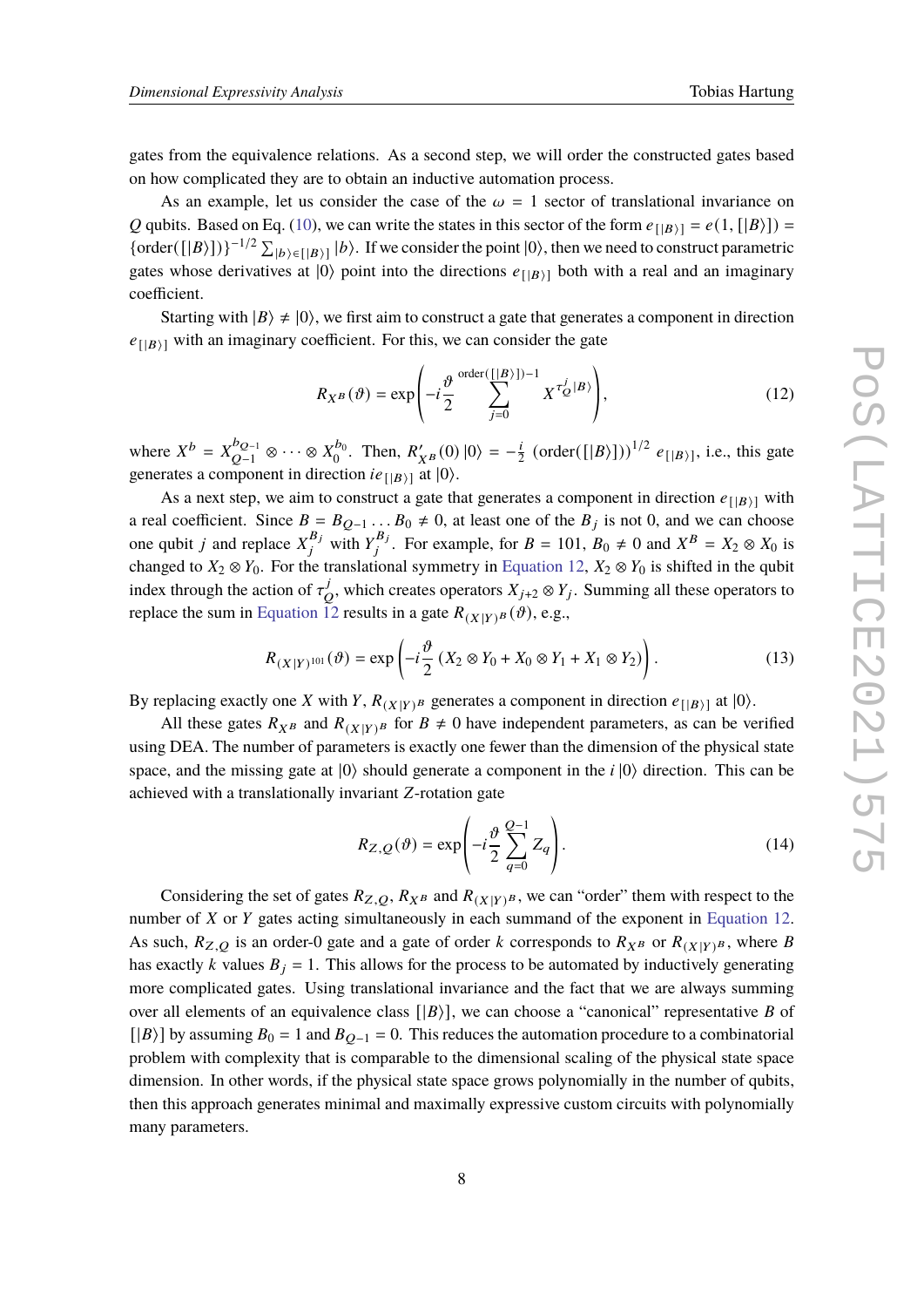gates from the equivalence relations. As a second step, we will order the constructed gates based on how complicated they are to obtain an inductive automation process.

As an example, let us consider the case of the $\omega = 1$ sector of translational invariance on $Q$ qubits. Based on Eq. (10), we can write the states in this sector of the form $e_{[|B\rangle]} = e(1, [|B\rangle]) = \{\text{order}([|B\rangle])\}^{-1/2} \sum_{|b\rangle \in [|B\rangle]} |b\rangle$. If we consider the point $|0\rangle$, then we need to construct parametric gates whose derivatives at $|0\rangle$ point into the directions $e_{[|B\rangle]}$ both with a real and an imaginary coefficient.

Starting with $|B\rangle \neq |0\rangle$, we first aim to construct a gate that generates a component in direction $e_{[|B\rangle]}$ with an imaginary coefficient. For this, we can consider the gate

$$R_{X^B}(\vartheta) = \exp\left(-i\frac{\vartheta}{2} \sum_{j=0}^{\text{order}([|B\rangle])-1} X^{\tau_Q^j |B\rangle}\right), \tag{12}$$

where $X^b = X_{Q-1}^{b_{Q-1}} \otimes \cdots \otimes X_0^{b_0}$. Then, $R'_{X^B}(0)\,|0\rangle = -\frac{i}{2}\,(\text{order}([|B\rangle]))^{1/2}\, e_{[|B\rangle]}$, i.e., this gate generates a component in direction $ie_{[|B\rangle]}$ at $|0\rangle$.

As a next step, we aim to construct a gate that generates a component in direction $e_{[|B\rangle]}$ with a real coefficient. Since $B = B_{Q-1} \dots B_0 \neq 0$, at least one of the $B_j$ is not 0, and we can choose one qubit $j$ and replace $X_j^{B_j}$ with $Y_j^{B_j}$. For example, for $B = 101$, $B_0 \neq 0$ and $X^B = X_2 \otimes X_0$ is changed to $X_2 \otimes Y_0$. For the translational symmetry in Equation 12, $X_2 \otimes Y_0$ is shifted in the qubit index through the action of $\tau_Q^j$, which creates operators $X_{j+2} \otimes Y_j$. Summing all these operators to replace the sum in Equation 12 results in a gate $R_{(X|Y)^B}(\vartheta)$, e.g.,

$$R_{(X|Y)^{101}}(\vartheta) = \exp\left(-i\frac{\vartheta}{2}\,(X_2 \otimes Y_0 + X_0 \otimes Y_1 + X_1 \otimes Y_2)\right). \tag{13}$$

By replacing exactly one $X$ with $Y$, $R_{(X|Y)^B}$ generates a component in direction $e_{[|B\rangle]}$ at $|0\rangle$.

All these gates $R_{X^B}$ and $R_{(X|Y)^B}$ for $B \neq 0$ have independent parameters, as can be verified using DEA. The number of parameters is exactly one fewer than the dimension of the physical state space, and the missing gate at $|0\rangle$ should generate a component in the $i\,|0\rangle$ direction. This can be achieved with a translationally invariant $Z$-rotation gate

$$R_{Z,Q}(\vartheta) = \exp\left(-i\frac{\vartheta}{2} \sum_{q=0}^{Q-1} Z_q\right). \tag{14}$$

Considering the set of gates $R_{Z,Q}$, $R_{X^B}$ and $R_{(X|Y)^B}$, we can "order" them with respect to the number of $X$ or $Y$ gates acting simultaneously in each summand of the exponent in Equation 12. As such, $R_{Z,Q}$ is an order-0 gate and a gate of order $k$ corresponds to $R_{X^B}$ or $R_{(X|Y)^B}$, where $B$ has exactly $k$ values $B_j = 1$. This allows for the process to be automated by inductively generating more complicated gates. Using translational invariance and the fact that we are always summing over all elements of an equivalence class $[|B\rangle]$, we can choose a "canonical" representative $B$ of $[|B\rangle]$ by assuming $B_0 = 1$ and $B_{Q-1} = 0$. This reduces the automation procedure to a combinatorial problem with complexity that is comparable to the dimensional scaling of the physical state space dimension. In other words, if the physical state space grows polynomially in the number of qubits, then this approach generates minimal and maximally expressive custom circuits with polynomially many parameters.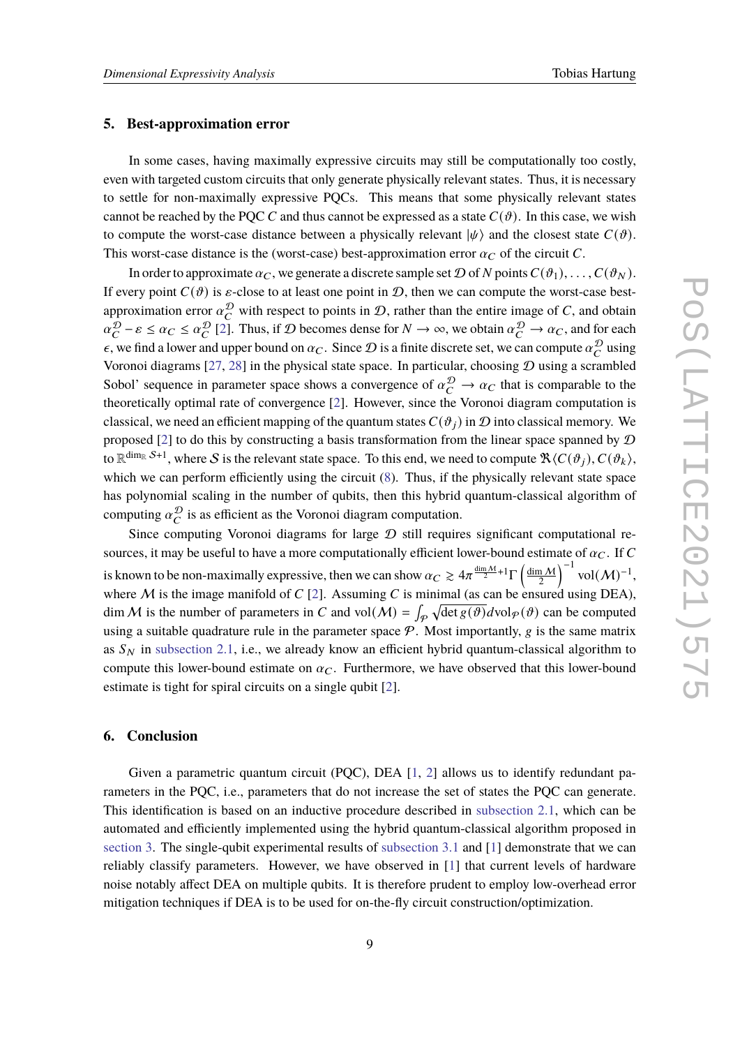## 5. Best-approximation error

In some cases, having maximally expressive circuits may still be computationally too costly, even with targeted custom circuits that only generate physically relevant states. Thus, it is necessary to settle for non-maximally expressive PQCs. This means that some physically relevant states cannot be reached by the PQC $C$ and thus cannot be expressed as a state $C(\vartheta)$. In this case, we wish to compute the worst-case distance between a physically relevant $|\psi\rangle$ and the closest state $C(\vartheta)$. This worst-case distance is the (worst-case) best-approximation error $\alpha_C$ of the circuit $C$.

In order to approximate $\alpha_C$, we generate a discrete sample set $\mathcal{D}$ of $N$ points $C(\vartheta_1), \ldots, C(\vartheta_N)$. If every point $C(\vartheta)$ is $\varepsilon$-close to at least one point in $\mathcal{D}$, then we can compute the worst-case best-approximation error $\alpha_C^{\mathcal{D}}$ with respect to points in $\mathcal{D}$, rather than the entire image of $C$, and obtain $\alpha_C^{\mathcal{D}} - \varepsilon \leq \alpha_C \leq \alpha_C^{\mathcal{D}}$ [2]. Thus, if $\mathcal{D}$ becomes dense for $N \to \infty$, we obtain $\alpha_C^{\mathcal{D}} \to \alpha_C$, and for each $\epsilon$, we find a lower and upper bound on $\alpha_C$. Since $\mathcal{D}$ is a finite discrete set, we can compute $\alpha_C^{\mathcal{D}}$ using Voronoi diagrams [27, 28] in the physical state space. In particular, choosing $\mathcal{D}$ using a scrambled Sobol' sequence in parameter space shows a convergence of $\alpha_C^{\mathcal{D}} \to \alpha_C$ that is comparable to the theoretically optimal rate of convergence [2]. However, since the Voronoi diagram computation is classical, we need an efficient mapping of the quantum states $C(\vartheta_j)$ in $\mathcal{D}$ into classical memory. We proposed [2] to do this by constructing a basis transformation from the linear space spanned by $\mathcal{D}$ to $\mathbb{R}^{\dim_{\mathbb{R}} \mathcal{S}+1}$, where $\mathcal{S}$ is the relevant state space. To this end, we need to compute $\Re\langle C(\vartheta_j), C(\vartheta_k)\rangle$, which we can perform efficiently using the circuit (8). Thus, if the physically relevant state space has polynomial scaling in the number of qubits, then this hybrid quantum-classical algorithm of computing $\alpha_C^{\mathcal{D}}$ is as efficient as the Voronoi diagram computation.

Since computing Voronoi diagrams for large $\mathcal{D}$ still requires significant computational resources, it may be useful to have a more computationally efficient lower-bound estimate of $\alpha_C$. If $C$ is known to be non-maximally expressive, then we can show $\alpha_C \gtrsim 4\pi^{\frac{\dim \mathcal{M}}{2}+1}\Gamma\left(\frac{\dim \mathcal{M}}{2}\right)^{-1} \mathrm{vol}(\mathcal{M})^{-1}$, where $\mathcal{M}$ is the image manifold of $C$ [2]. Assuming $C$ is minimal (as can be ensured using DEA), $\dim \mathcal{M}$ is the number of parameters in $C$ and $\mathrm{vol}(\mathcal{M}) = \int_{\mathcal{P}} \sqrt{\det g(\vartheta)} d\mathrm{vol}_{\mathcal{P}}(\vartheta)$ can be computed using a suitable quadrature rule in the parameter space $\mathcal{P}$. Most importantly, $g$ is the same matrix as $S_N$ in subsection 2.1, i.e., we already know an efficient hybrid quantum-classical algorithm to compute this lower-bound estimate on $\alpha_C$. Furthermore, we have observed that this lower-bound estimate is tight for spiral circuits on a single qubit [2].

## 6. Conclusion

Given a parametric quantum circuit (PQC), DEA [1, 2] allows us to identify redundant parameters in the PQC, i.e., parameters that do not increase the set of states the PQC can generate. This identification is based on an inductive procedure described in subsection 2.1, which can be automated and efficiently implemented using the hybrid quantum-classical algorithm proposed in section 3. The single-qubit experimental results of subsection 3.1 and [1] demonstrate that we can reliably classify parameters. However, we have observed in [1] that current levels of hardware noise notably affect DEA on multiple qubits. It is therefore prudent to employ low-overhead error mitigation techniques if DEA is to be used for on-the-fly circuit construction/optimization.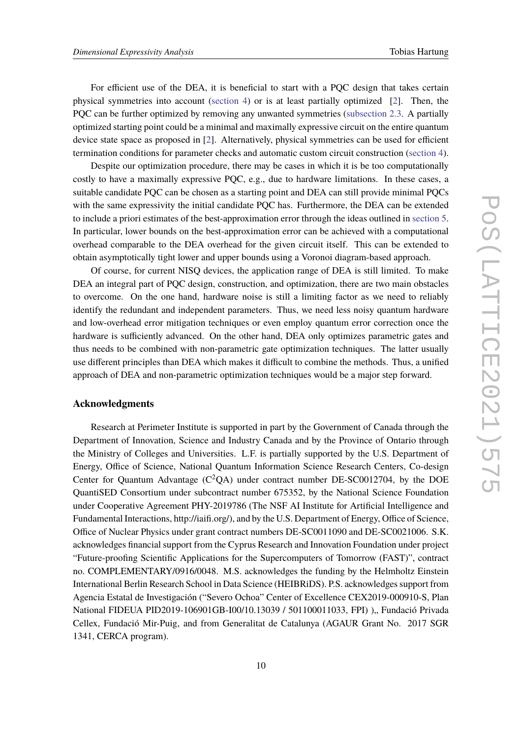For efficient use of the DEA, it is beneficial to start with a PQC design that takes certain physical symmetries into account (section 4) or is at least partially optimized [2]. Then, the PQC can be further optimized by removing any unwanted symmetries (subsection 2.3. A partially optimized starting point could be a minimal and maximally expressive circuit on the entire quantum device state space as proposed in [2]. Alternatively, physical symmetries can be used for efficient termination conditions for parameter checks and automatic custom circuit construction (section 4).

Despite our optimization procedure, there may be cases in which it is be too computationally costly to have a maximally expressive PQC, e.g., due to hardware limitations. In these cases, a suitable candidate PQC can be chosen as a starting point and DEA can still provide minimal PQCs with the same expressivity the initial candidate PQC has. Furthermore, the DEA can be extended to include a priori estimates of the best-approximation error through the ideas outlined in section 5. In particular, lower bounds on the best-approximation error can be achieved with a computational overhead comparable to the DEA overhead for the given circuit itself. This can be extended to obtain asymptotically tight lower and upper bounds using a Voronoi diagram-based approach.

Of course, for current NISQ devices, the application range of DEA is still limited. To make DEA an integral part of PQC design, construction, and optimization, there are two main obstacles to overcome. On the one hand, hardware noise is still a limiting factor as we need to reliably identify the redundant and independent parameters. Thus, we need less noisy quantum hardware and low-overhead error mitigation techniques or even employ quantum error correction once the hardware is sufficiently advanced. On the other hand, DEA only optimizes parametric gates and thus needs to be combined with non-parametric gate optimization techniques. The latter usually use different principles than DEA which makes it difficult to combine the methods. Thus, a unified approach of DEA and non-parametric optimization techniques would be a major step forward.

### Acknowledgments

Research at Perimeter Institute is supported in part by the Government of Canada through the Department of Innovation, Science and Industry Canada and by the Province of Ontario through the Ministry of Colleges and Universities. L.F. is partially supported by the U.S. Department of Energy, Office of Science, National Quantum Information Science Research Centers, Co-design Center for Quantum Advantage ($C^2$QA) under contract number DE-SC0012704, by the DOE QuantiSED Consortium under subcontract number 675352, by the National Science Foundation under Cooperative Agreement PHY-2019786 (The NSF AI Institute for Artificial Intelligence and Fundamental Interactions, http://iaifi.org/), and by the U.S. Department of Energy, Office of Science, Office of Nuclear Physics under grant contract numbers DE-SC0011090 and DE-SC0021006. S.K. acknowledges financial support from the Cyprus Research and Innovation Foundation under project "Future-proofing Scientific Applications for the Supercomputers of Tomorrow (FAST)", contract no. COMPLEMENTARY/0916/0048. M.S. acknowledges the funding by the Helmholtz Einstein International Berlin Research School in Data Science (HEIBRiDS). P.S. acknowledges support from Agencia Estatal de Investigación ("Severo Ochoa" Center of Excellence CEX2019-000910-S, Plan National FIDEUA PID2019-106901GB-I00/10.13039 / 501100011033, FPI) ),, Fundació Privada Cellex, Fundació Mir-Puig, and from Generalitat de Catalunya (AGAUR Grant No. 2017 SGR 1341, CERCA program).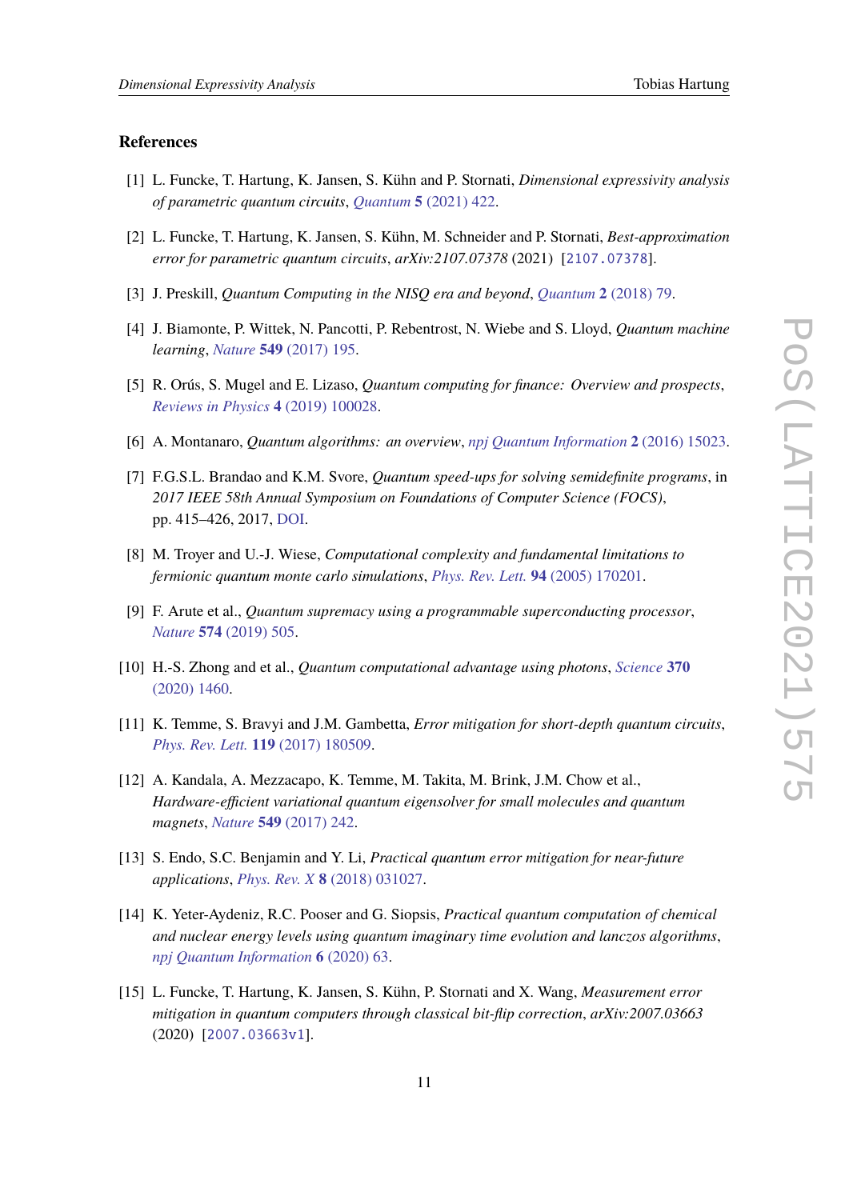## References

[1] L. Funcke, T. Hartung, K. Jansen, S. Kühn and P. Stornati, *Dimensional expressivity analysis of parametric quantum circuits*, Quantum **5** (2021) 422.

[2] L. Funcke, T. Hartung, K. Jansen, S. Kühn, M. Schneider and P. Stornati, *Best-approximation error for parametric quantum circuits*, *arXiv:2107.07378* (2021) [2107.07378].

[3] J. Preskill, *Quantum Computing in the NISQ era and beyond*, Quantum **2** (2018) 79.

[4] J. Biamonte, P. Wittek, N. Pancotti, P. Rebentrost, N. Wiebe and S. Lloyd, *Quantum machine learning*, Nature **549** (2017) 195.

[5] R. Orús, S. Mugel and E. Lizaso, *Quantum computing for finance: Overview and prospects*, Reviews in Physics **4** (2019) 100028.

[6] A. Montanaro, *Quantum algorithms: an overview*, npj Quantum Information **2** (2016) 15023.

[7] F.G.S.L. Brandao and K.M. Svore, *Quantum speed-ups for solving semidefinite programs*, in *2017 IEEE 58th Annual Symposium on Foundations of Computer Science (FOCS)*, pp. 415–426, 2017, DOI.

[8] M. Troyer and U.-J. Wiese, *Computational complexity and fundamental limitations to fermionic quantum monte carlo simulations*, Phys. Rev. Lett. **94** (2005) 170201.

[9] F. Arute et al., *Quantum supremacy using a programmable superconducting processor*, Nature **574** (2019) 505.

[10] H.-S. Zhong and et al., *Quantum computational advantage using photons*, Science **370** (2020) 1460.

[11] K. Temme, S. Bravyi and J.M. Gambetta, *Error mitigation for short-depth quantum circuits*, Phys. Rev. Lett. **119** (2017) 180509.

[12] A. Kandala, A. Mezzacapo, K. Temme, M. Takita, M. Brink, J.M. Chow et al., *Hardware-efficient variational quantum eigensolver for small molecules and quantum magnets*, Nature **549** (2017) 242.

[13] S. Endo, S.C. Benjamin and Y. Li, *Practical quantum error mitigation for near-future applications*, Phys. Rev. X **8** (2018) 031027.

[14] K. Yeter-Aydeniz, R.C. Pooser and G. Siopsis, *Practical quantum computation of chemical and nuclear energy levels using quantum imaginary time evolution and lanczos algorithms*, npj Quantum Information **6** (2020) 63.

[15] L. Funcke, T. Hartung, K. Jansen, S. Kühn, P. Stornati and X. Wang, *Measurement error mitigation in quantum computers through classical bit-flip correction*, *arXiv:2007.03663* (2020) [2007.03663v1].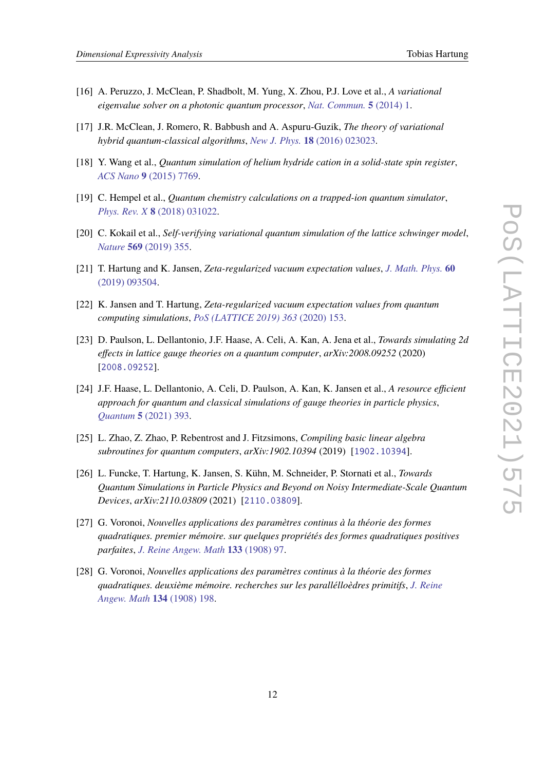[16] A. Peruzzo, J. McClean, P. Shadbolt, M. Yung, X. Zhou, P.J. Love et al., *A variational eigenvalue solver on a photonic quantum processor*, *Nat. Commun.* **5** (2014) 1.

[17] J.R. McClean, J. Romero, R. Babbush and A. Aspuru-Guzik, *The theory of variational hybrid quantum-classical algorithms*, *New J. Phys.* **18** (2016) 023023.

[18] Y. Wang et al., *Quantum simulation of helium hydride cation in a solid-state spin register*, *ACS Nano* **9** (2015) 7769.

[19] C. Hempel et al., *Quantum chemistry calculations on a trapped-ion quantum simulator*, *Phys. Rev. X* **8** (2018) 031022.

[20] C. Kokail et al., *Self-verifying variational quantum simulation of the lattice schwinger model*, *Nature* **569** (2019) 355.

[21] T. Hartung and K. Jansen, *Zeta-regularized vacuum expectation values*, *J. Math. Phys.* **60** (2019) 093504.

[22] K. Jansen and T. Hartung, *Zeta-regularized vacuum expectation values from quantum computing simulations*, *PoS (LATTICE 2019) 363* (2020) 153.

[23] D. Paulson, L. Dellantonio, J.F. Haase, A. Celi, A. Kan, A. Jena et al., *Towards simulating 2d effects in lattice gauge theories on a quantum computer*, *arXiv:2008.09252* (2020) [2008.09252].

[24] J.F. Haase, L. Dellantonio, A. Celi, D. Paulson, A. Kan, K. Jansen et al., *A resource efficient approach for quantum and classical simulations of gauge theories in particle physics*, *Quantum* **5** (2021) 393.

[25] L. Zhao, Z. Zhao, P. Rebentrost and J. Fitzsimons, *Compiling basic linear algebra subroutines for quantum computers*, *arXiv:1902.10394* (2019) [1902.10394].

[26] L. Funcke, T. Hartung, K. Jansen, S. Kühn, M. Schneider, P. Stornati et al., *Towards Quantum Simulations in Particle Physics and Beyond on Noisy Intermediate-Scale Quantum Devices*, *arXiv:2110.03809* (2021) [2110.03809].

[27] G. Voronoi, *Nouvelles applications des paramètres continus à la théorie des formes quadratiques. premier mémoire. sur quelques propriétés des formes quadratiques positives parfaites*, *J. Reine Angew. Math* **133** (1908) 97.

[28] G. Voronoi, *Nouvelles applications des paramètres continus à la théorie des formes quadratiques. deuxième mémoire. recherches sur les parallélloèdres primitifs*, *J. Reine Angew. Math* **134** (1908) 198.